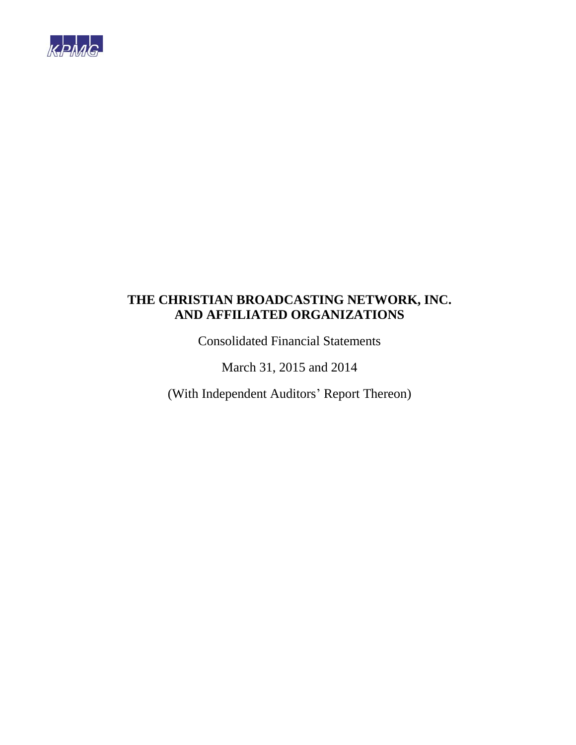KPMG

# THE CHRISTIAN BROADCASTING NETWORK, INC. AND AFFILIATED ORGANIZATIONS

Consolidated Financial Statements

March 31, 2015 and 2014

(With Independent Auditors' Report Thereon)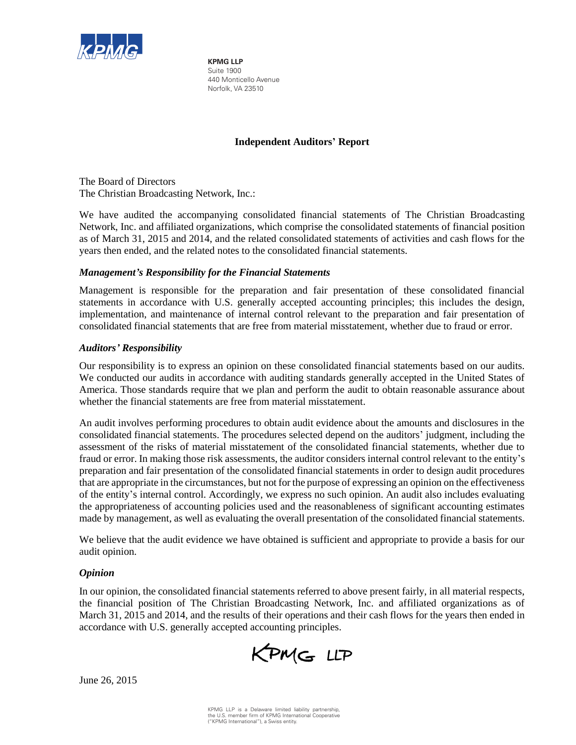KPMG

**KPMG LLP**
Suite 1900
440 Monticello Avenue
Norfolk, VA 23510

# Independent Auditors' Report

The Board of Directors
The Christian Broadcasting Network, Inc.:

We have audited the accompanying consolidated financial statements of The Christian Broadcasting Network, Inc. and affiliated organizations, which comprise the consolidated statements of financial position as of March 31, 2015 and 2014, and the related consolidated statements of activities and cash flows for the years then ended, and the related notes to the consolidated financial statements.

### *Management's Responsibility for the Financial Statements*

Management is responsible for the preparation and fair presentation of these consolidated financial statements in accordance with U.S. generally accepted accounting principles; this includes the design, implementation, and maintenance of internal control relevant to the preparation and fair presentation of consolidated financial statements that are free from material misstatement, whether due to fraud or error.

### *Auditors' Responsibility*

Our responsibility is to express an opinion on these consolidated financial statements based on our audits. We conducted our audits in accordance with auditing standards generally accepted in the United States of America. Those standards require that we plan and perform the audit to obtain reasonable assurance about whether the financial statements are free from material misstatement.

An audit involves performing procedures to obtain audit evidence about the amounts and disclosures in the consolidated financial statements. The procedures selected depend on the auditors' judgment, including the assessment of the risks of material misstatement of the consolidated financial statements, whether due to fraud or error. In making those risk assessments, the auditor considers internal control relevant to the entity's preparation and fair presentation of the consolidated financial statements in order to design audit procedures that are appropriate in the circumstances, but not for the purpose of expressing an opinion on the effectiveness of the entity's internal control. Accordingly, we express no such opinion. An audit also includes evaluating the appropriateness of accounting policies used and the reasonableness of significant accounting estimates made by management, as well as evaluating the overall presentation of the consolidated financial statements.

We believe that the audit evidence we have obtained is sufficient and appropriate to provide a basis for our audit opinion.

### *Opinion*

In our opinion, the consolidated financial statements referred to above present fairly, in all material respects, the financial position of The Christian Broadcasting Network, Inc. and affiliated organizations as of March 31, 2015 and 2014, and the results of their operations and their cash flows for the years then ended in accordance with U.S. generally accepted accounting principles.

KPMG LLP

June 26, 2015

KPMG LLP is a Delaware limited liability partnership, the U.S. member firm of KPMG International Cooperative ("KPMG International"), a Swiss entity.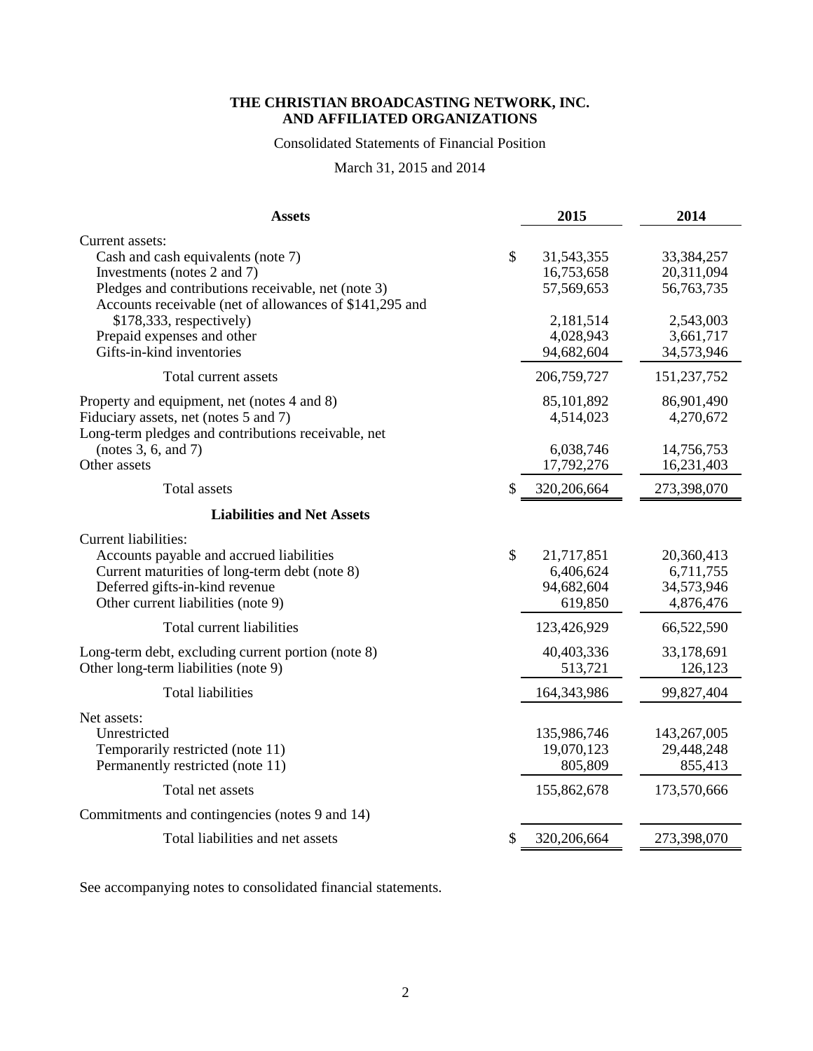**THE CHRISTIAN BROADCASTING NETWORK, INC.**
**AND AFFILIATED ORGANIZATIONS**

Consolidated Statements of Financial Position

March 31, 2015 and 2014

| **Assets** | | **2015** | **2014** |
|---|---|---|---|
| Current assets: | | | |
| Cash and cash equivalents (note 7) | $ | 31,543,355 | 33,384,257 |
| Investments (notes 2 and 7) | | 16,753,658 | 20,311,094 |
| Pledges and contributions receivable, net (note 3) | | 57,569,653 | 56,763,735 |
| Accounts receivable (net of allowances of $141,295 and $178,333, respectively) | | 2,181,514 | 2,543,003 |
| Prepaid expenses and other | | 4,028,943 | 3,661,717 |
| Gifts-in-kind inventories | | 94,682,604 | 34,573,946 |
| Total current assets | | 206,759,727 | 151,237,752 |
| Property and equipment, net (notes 4 and 8) | | 85,101,892 | 86,901,490 |
| Fiduciary assets, net (notes 5 and 7) | | 4,514,023 | 4,270,672 |
| Long-term pledges and contributions receivable, net (notes 3, 6, and 7) | | 6,038,746 | 14,756,753 |
| Other assets | | 17,792,276 | 16,231,403 |
| Total assets | $ | 320,206,664 | 273,398,070 |
| **Liabilities and Net Assets** | | | |
| Current liabilities: | | | |
| Accounts payable and accrued liabilities | $ | 21,717,851 | 20,360,413 |
| Current maturities of long-term debt (note 8) | | 6,406,624 | 6,711,755 |
| Deferred gifts-in-kind revenue | | 94,682,604 | 34,573,946 |
| Other current liabilities (note 9) | | 619,850 | 4,876,476 |
| Total current liabilities | | 123,426,929 | 66,522,590 |
| Long-term debt, excluding current portion (note 8) | | 40,403,336 | 33,178,691 |
| Other long-term liabilities (note 9) | | 513,721 | 126,123 |
| Total liabilities | | 164,343,986 | 99,827,404 |
| Net assets: | | | |
| Unrestricted | | 135,986,746 | 143,267,005 |
| Temporarily restricted (note 11) | | 19,070,123 | 29,448,248 |
| Permanently restricted (note 11) | | 805,809 | 855,413 |
| Total net assets | | 155,862,678 | 173,570,666 |
| Commitments and contingencies (notes 9 and 14) | | | |
| Total liabilities and net assets | $ | 320,206,664 | 273,398,070 |

See accompanying notes to consolidated financial statements.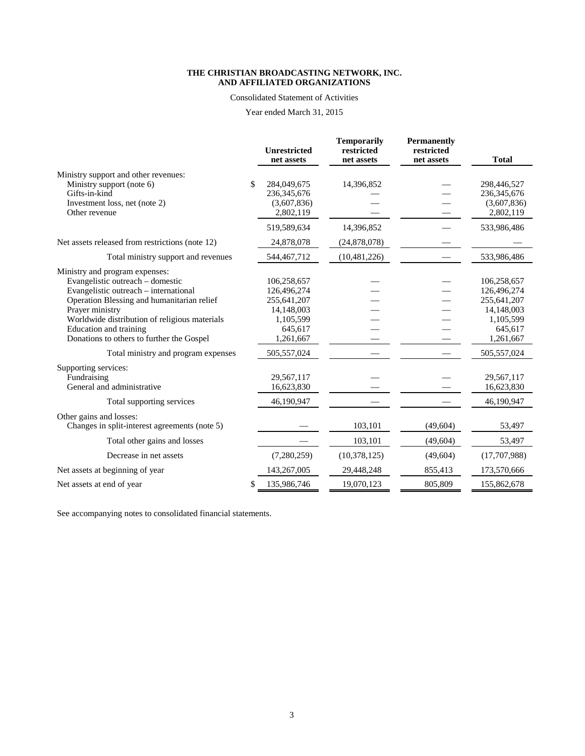**THE CHRISTIAN BROADCASTING NETWORK, INC.**
**AND AFFILIATED ORGANIZATIONS**

Consolidated Statement of Activities

Year ended March 31, 2015

| | Unrestricted net assets | Temporarily restricted net assets | Permanently restricted net assets | Total |
|---|---|---|---|---|
| Ministry support and other revenues: | | | | |
| Ministry support (note 6) | $ 284,049,675 | 14,396,852 | — | 298,446,527 |
| Gifts-in-kind | 236,345,676 | — | — | 236,345,676 |
| Investment loss, net (note 2) | (3,607,836) | — | — | (3,607,836) |
| Other revenue | 2,802,119 | — | — | 2,802,119 |
| | 519,589,634 | 14,396,852 | — | 533,986,486 |
| Net assets released from restrictions (note 12) | 24,878,078 | (24,878,078) | — | — |
| Total ministry support and revenues | 544,467,712 | (10,481,226) | — | 533,986,486 |
| Ministry and program expenses: | | | | |
| Evangelistic outreach – domestic | 106,258,657 | — | — | 106,258,657 |
| Evangelistic outreach – international | 126,496,274 | — | — | 126,496,274 |
| Operation Blessing and humanitarian relief | 255,641,207 | — | — | 255,641,207 |
| Prayer ministry | 14,148,003 | — | — | 14,148,003 |
| Worldwide distribution of religious materials | 1,105,599 | — | — | 1,105,599 |
| Education and training | 645,617 | — | — | 645,617 |
| Donations to others to further the Gospel | 1,261,667 | — | — | 1,261,667 |
| Total ministry and program expenses | 505,557,024 | — | — | 505,557,024 |
| Supporting services: | | | | |
| Fundraising | 29,567,117 | — | — | 29,567,117 |
| General and administrative | 16,623,830 | — | — | 16,623,830 |
| Total supporting services | 46,190,947 | — | — | 46,190,947 |
| Other gains and losses: | | | | |
| Changes in split-interest agreements (note 5) | — | 103,101 | (49,604) | 53,497 |
| Total other gains and losses | — | 103,101 | (49,604) | 53,497 |
| Decrease in net assets | (7,280,259) | (10,378,125) | (49,604) | (17,707,988) |
| Net assets at beginning of year | 143,267,005 | 29,448,248 | 855,413 | 173,570,666 |
| Net assets at end of year | $ 135,986,746 | 19,070,123 | 805,809 | 155,862,678 |

See accompanying notes to consolidated financial statements.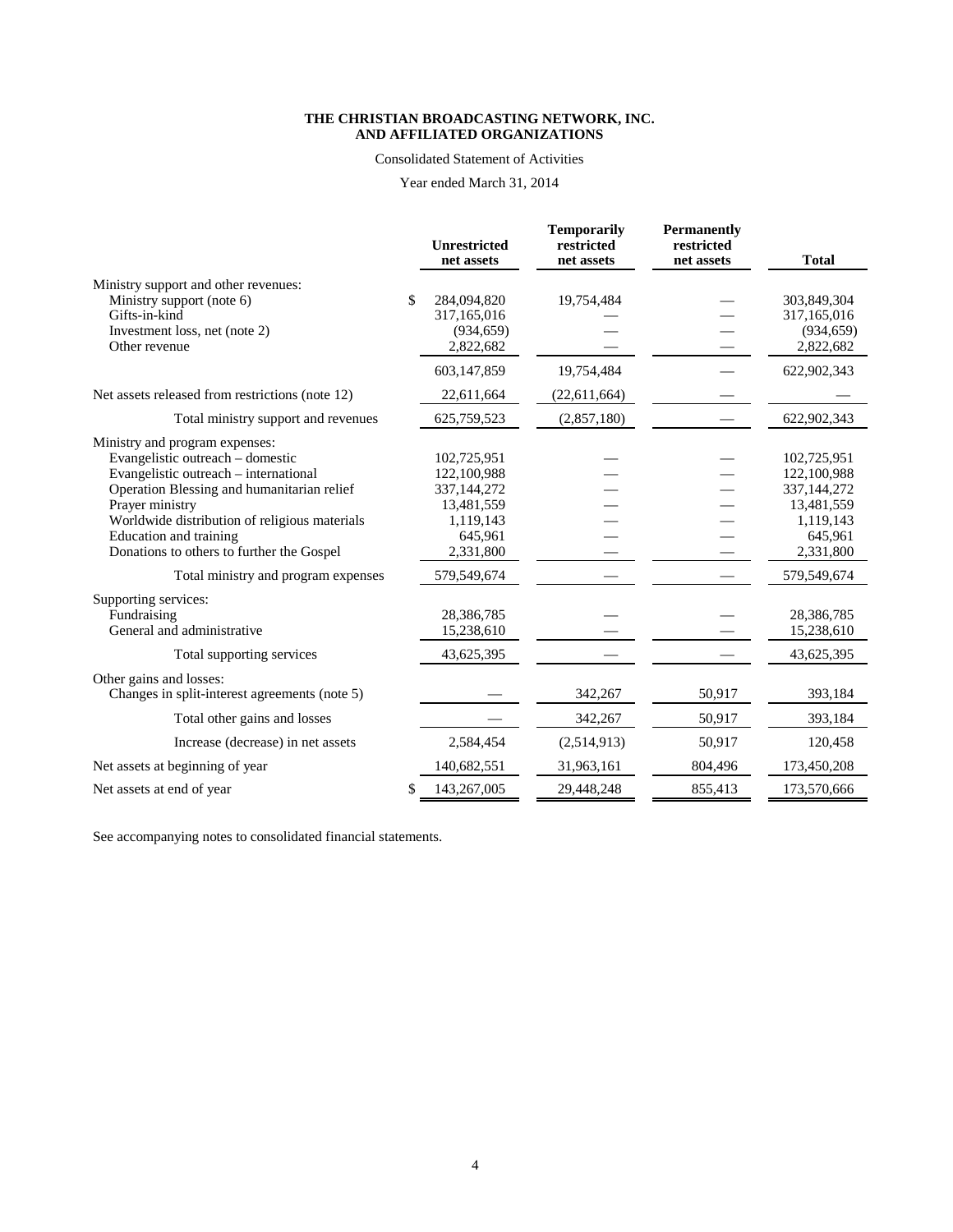**THE CHRISTIAN BROADCASTING NETWORK, INC.**
**AND AFFILIATED ORGANIZATIONS**

Consolidated Statement of Activities

Year ended March 31, 2014

| | Unrestricted net assets | Temporarily restricted net assets | Permanently restricted net assets | Total |
|---|---|---|---|---|
| Ministry support and other revenues: | | | | |
| Ministry support (note 6) | $ 284,094,820 | 19,754,484 | — | 303,849,304 |
| Gifts-in-kind | 317,165,016 | — | — | 317,165,016 |
| Investment loss, net (note 2) | (934,659) | — | — | (934,659) |
| Other revenue | 2,822,682 | — | — | 2,822,682 |
| | 603,147,859 | 19,754,484 | — | 622,902,343 |
| Net assets released from restrictions (note 12) | 22,611,664 | (22,611,664) | — | — |
| Total ministry support and revenues | 625,759,523 | (2,857,180) | — | 622,902,343 |
| Ministry and program expenses: | | | | |
| Evangelistic outreach – domestic | 102,725,951 | — | — | 102,725,951 |
| Evangelistic outreach – international | 122,100,988 | — | — | 122,100,988 |
| Operation Blessing and humanitarian relief | 337,144,272 | — | — | 337,144,272 |
| Prayer ministry | 13,481,559 | — | — | 13,481,559 |
| Worldwide distribution of religious materials | 1,119,143 | — | — | 1,119,143 |
| Education and training | 645,961 | — | — | 645,961 |
| Donations to others to further the Gospel | 2,331,800 | — | — | 2,331,800 |
| Total ministry and program expenses | 579,549,674 | — | — | 579,549,674 |
| Supporting services: | | | | |
| Fundraising | 28,386,785 | — | — | 28,386,785 |
| General and administrative | 15,238,610 | — | — | 15,238,610 |
| Total supporting services | 43,625,395 | — | — | 43,625,395 |
| Other gains and losses: | | | | |
| Changes in split-interest agreements (note 5) | — | 342,267 | 50,917 | 393,184 |
| Total other gains and losses | — | 342,267 | 50,917 | 393,184 |
| Increase (decrease) in net assets | 2,584,454 | (2,514,913) | 50,917 | 120,458 |
| Net assets at beginning of year | 140,682,551 | 31,963,161 | 804,496 | 173,450,208 |
| Net assets at end of year | $ 143,267,005 | 29,448,248 | 855,413 | 173,570,666 |

See accompanying notes to consolidated financial statements.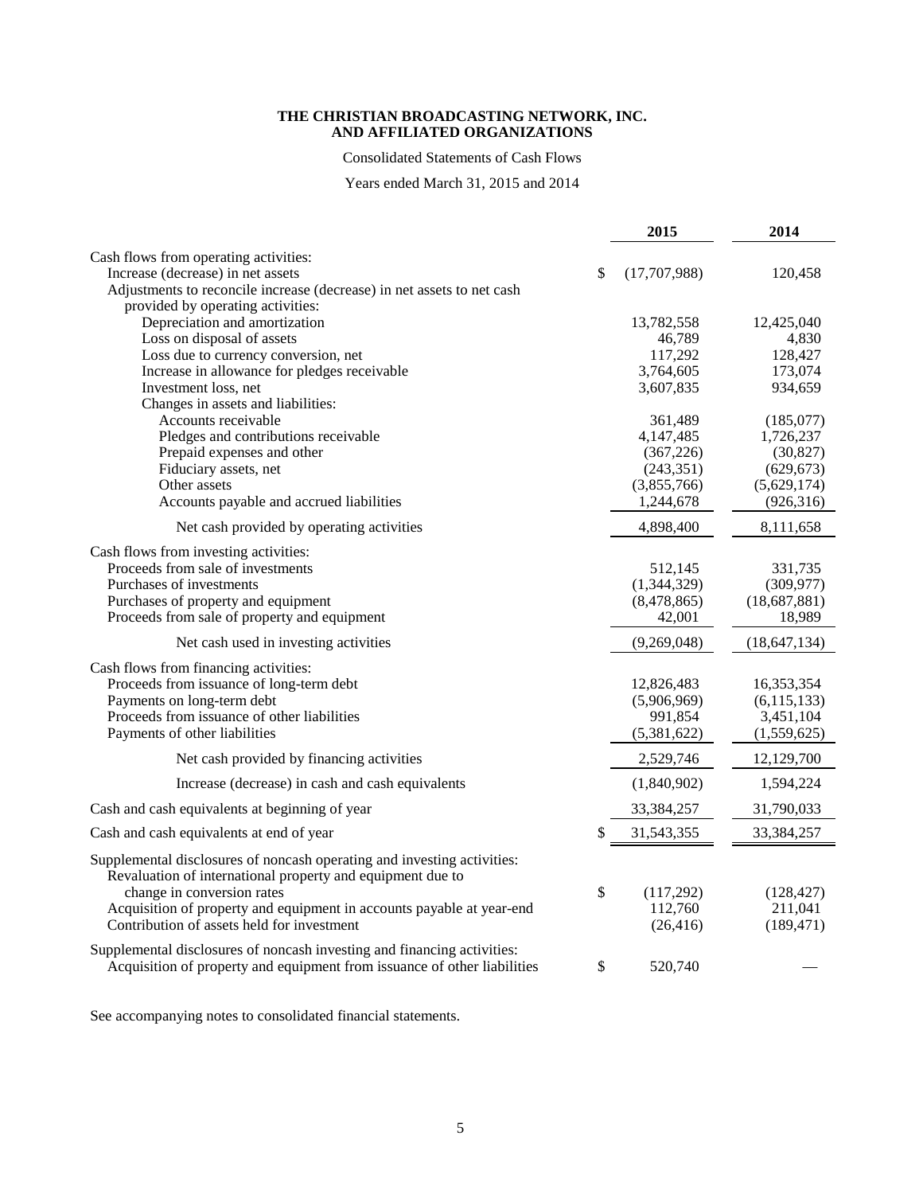**THE CHRISTIAN BROADCASTING NETWORK, INC.**
**AND AFFILIATED ORGANIZATIONS**

Consolidated Statements of Cash Flows

Years ended March 31, 2015 and 2014

| | 2015 | 2014 |
|---|---|---|
| Cash flows from operating activities: | | |
| Increase (decrease) in net assets | $ (17,707,988) | 120,458 |
| Adjustments to reconcile increase (decrease) in net assets to net cash provided by operating activities: | | |
| Depreciation and amortization | 13,782,558 | 12,425,040 |
| Loss on disposal of assets | 46,789 | 4,830 |
| Loss due to currency conversion, net | 117,292 | 128,427 |
| Increase in allowance for pledges receivable | 3,764,605 | 173,074 |
| Investment loss, net | 3,607,835 | 934,659 |
| Changes in assets and liabilities: | | |
| Accounts receivable | 361,489 | (185,077) |
| Pledges and contributions receivable | 4,147,485 | 1,726,237 |
| Prepaid expenses and other | (367,226) | (30,827) |
| Fiduciary assets, net | (243,351) | (629,673) |
| Other assets | (3,855,766) | (5,629,174) |
| Accounts payable and accrued liabilities | 1,244,678 | (926,316) |
| Net cash provided by operating activities | 4,898,400 | 8,111,658 |
| Cash flows from investing activities: | | |
| Proceeds from sale of investments | 512,145 | 331,735 |
| Purchases of investments | (1,344,329) | (309,977) |
| Purchases of property and equipment | (8,478,865) | (18,687,881) |
| Proceeds from sale of property and equipment | 42,001 | 18,989 |
| Net cash used in investing activities | (9,269,048) | (18,647,134) |
| Cash flows from financing activities: | | |
| Proceeds from issuance of long-term debt | 12,826,483 | 16,353,354 |
| Payments on long-term debt | (5,906,969) | (6,115,133) |
| Proceeds from issuance of other liabilities | 991,854 | 3,451,104 |
| Payments of other liabilities | (5,381,622) | (1,559,625) |
| Net cash provided by financing activities | 2,529,746 | 12,129,700 |
| Increase (decrease) in cash and cash equivalents | (1,840,902) | 1,594,224 |
| Cash and cash equivalents at beginning of year | 33,384,257 | 31,790,033 |
| Cash and cash equivalents at end of year | $ 31,543,355 | 33,384,257 |
| Supplemental disclosures of noncash operating and investing activities: | | |
| Revaluation of international property and equipment due to change in conversion rates | $ (117,292) | (128,427) |
| Acquisition of property and equipment in accounts payable at year-end | 112,760 | 211,041 |
| Contribution of assets held for investment | (26,416) | (189,471) |
| Supplemental disclosures of noncash investing and financing activities: | | |
| Acquisition of property and equipment from issuance of other liabilities | $ 520,740 | — |

See accompanying notes to consolidated financial statements.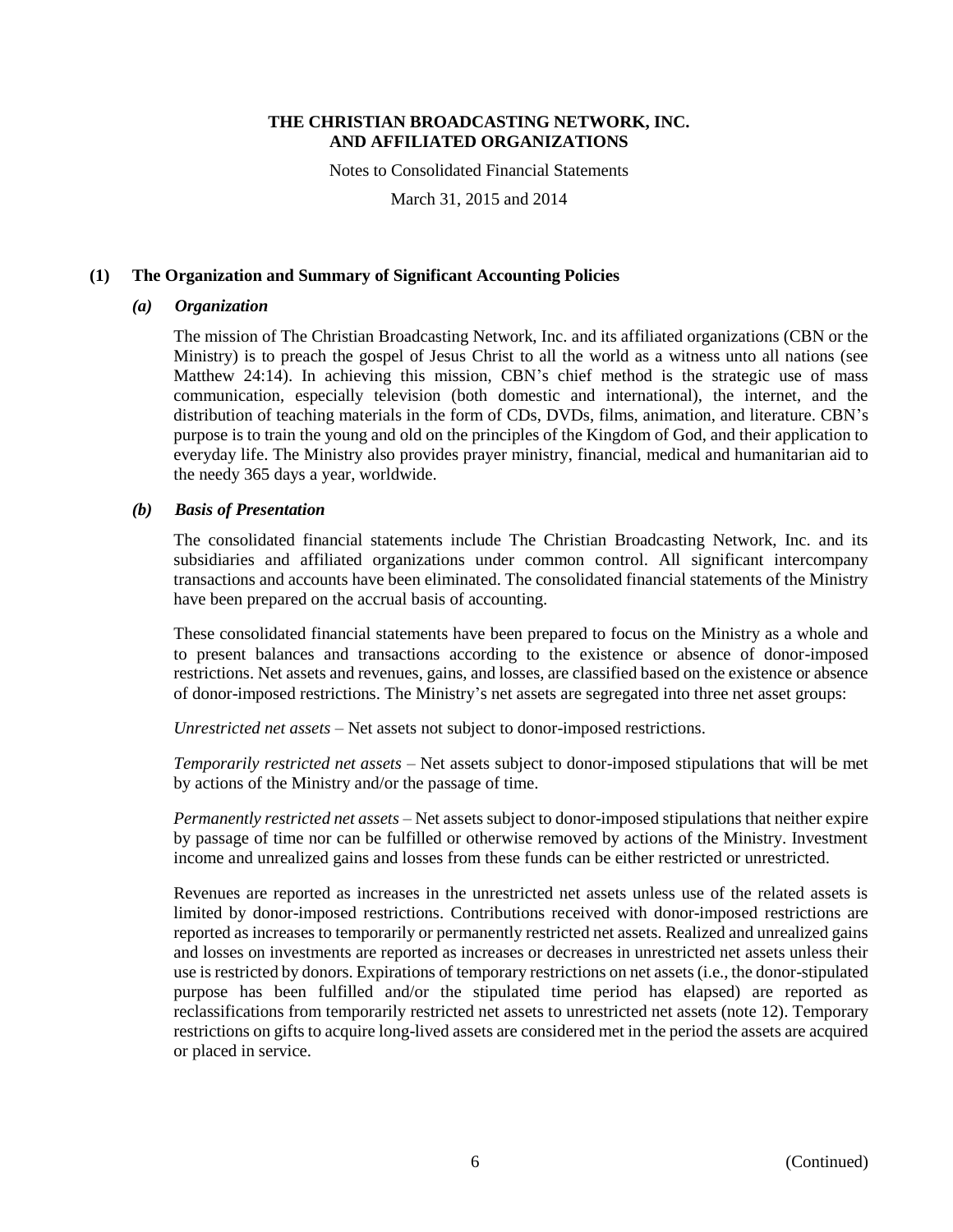# THE CHRISTIAN BROADCASTING NETWORK, INC. AND AFFILIATED ORGANIZATIONS

Notes to Consolidated Financial Statements

March 31, 2015 and 2014

## (1) The Organization and Summary of Significant Accounting Policies

### *(a) Organization*

The mission of The Christian Broadcasting Network, Inc. and its affiliated organizations (CBN or the Ministry) is to preach the gospel of Jesus Christ to all the world as a witness unto all nations (see Matthew 24:14). In achieving this mission, CBN's chief method is the strategic use of mass communication, especially television (both domestic and international), the internet, and the distribution of teaching materials in the form of CDs, DVDs, films, animation, and literature. CBN's purpose is to train the young and old on the principles of the Kingdom of God, and their application to everyday life. The Ministry also provides prayer ministry, financial, medical and humanitarian aid to the needy 365 days a year, worldwide.

### *(b) Basis of Presentation*

The consolidated financial statements include The Christian Broadcasting Network, Inc. and its subsidiaries and affiliated organizations under common control. All significant intercompany transactions and accounts have been eliminated. The consolidated financial statements of the Ministry have been prepared on the accrual basis of accounting.

These consolidated financial statements have been prepared to focus on the Ministry as a whole and to present balances and transactions according to the existence or absence of donor-imposed restrictions. Net assets and revenues, gains, and losses, are classified based on the existence or absence of donor-imposed restrictions. The Ministry's net assets are segregated into three net asset groups:

*Unrestricted net assets* – Net assets not subject to donor-imposed restrictions.

*Temporarily restricted net assets* – Net assets subject to donor-imposed stipulations that will be met by actions of the Ministry and/or the passage of time.

*Permanently restricted net assets* – Net assets subject to donor-imposed stipulations that neither expire by passage of time nor can be fulfilled or otherwise removed by actions of the Ministry. Investment income and unrealized gains and losses from these funds can be either restricted or unrestricted.

Revenues are reported as increases in the unrestricted net assets unless use of the related assets is limited by donor-imposed restrictions. Contributions received with donor-imposed restrictions are reported as increases to temporarily or permanently restricted net assets. Realized and unrealized gains and losses on investments are reported as increases or decreases in unrestricted net assets unless their use is restricted by donors. Expirations of temporary restrictions on net assets (i.e., the donor-stipulated purpose has been fulfilled and/or the stipulated time period has elapsed) are reported as reclassifications from temporarily restricted net assets to unrestricted net assets (note 12). Temporary restrictions on gifts to acquire long-lived assets are considered met in the period the assets are acquired or placed in service.

(Continued)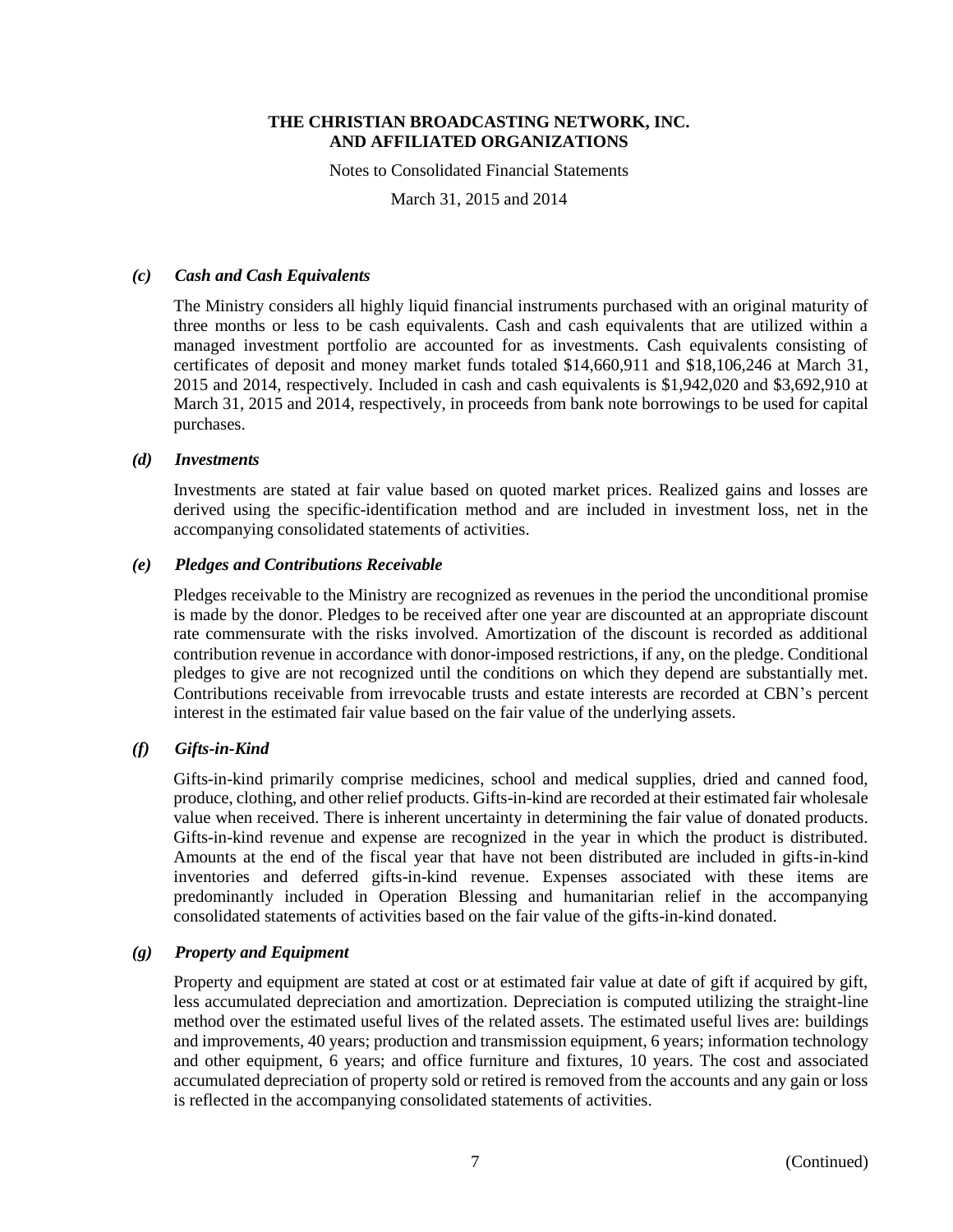### *(c) Cash and Cash Equivalents*

The Ministry considers all highly liquid financial instruments purchased with an original maturity of three months or less to be cash equivalents. Cash and cash equivalents that are utilized within a managed investment portfolio are accounted for as investments. Cash equivalents consisting of certificates of deposit and money market funds totaled $14,660,911 and $18,106,246 at March 31, 2015 and 2014, respectively. Included in cash and cash equivalents is $1,942,020 and $3,692,910 at March 31, 2015 and 2014, respectively, in proceeds from bank note borrowings to be used for capital purchases.

### *(d) Investments*

Investments are stated at fair value based on quoted market prices. Realized gains and losses are derived using the specific-identification method and are included in investment loss, net in the accompanying consolidated statements of activities.

### *(e) Pledges and Contributions Receivable*

Pledges receivable to the Ministry are recognized as revenues in the period the unconditional promise is made by the donor. Pledges to be received after one year are discounted at an appropriate discount rate commensurate with the risks involved. Amortization of the discount is recorded as additional contribution revenue in accordance with donor-imposed restrictions, if any, on the pledge. Conditional pledges to give are not recognized until the conditions on which they depend are substantially met. Contributions receivable from irrevocable trusts and estate interests are recorded at CBN's percent interest in the estimated fair value based on the fair value of the underlying assets.

### *(f) Gifts-in-Kind*

Gifts-in-kind primarily comprise medicines, school and medical supplies, dried and canned food, produce, clothing, and other relief products. Gifts-in-kind are recorded at their estimated fair wholesale value when received. There is inherent uncertainty in determining the fair value of donated products. Gifts-in-kind revenue and expense are recognized in the year in which the product is distributed. Amounts at the end of the fiscal year that have not been distributed are included in gifts-in-kind inventories and deferred gifts-in-kind revenue. Expenses associated with these items are predominantly included in Operation Blessing and humanitarian relief in the accompanying consolidated statements of activities based on the fair value of the gifts-in-kind donated.

### *(g) Property and Equipment*

Property and equipment are stated at cost or at estimated fair value at date of gift if acquired by gift, less accumulated depreciation and amortization. Depreciation is computed utilizing the straight-line method over the estimated useful lives of the related assets. The estimated useful lives are: buildings and improvements, 40 years; production and transmission equipment, 6 years; information technology and other equipment, 6 years; and office furniture and fixtures, 10 years. The cost and associated accumulated depreciation of property sold or retired is removed from the accounts and any gain or loss is reflected in the accompanying consolidated statements of activities.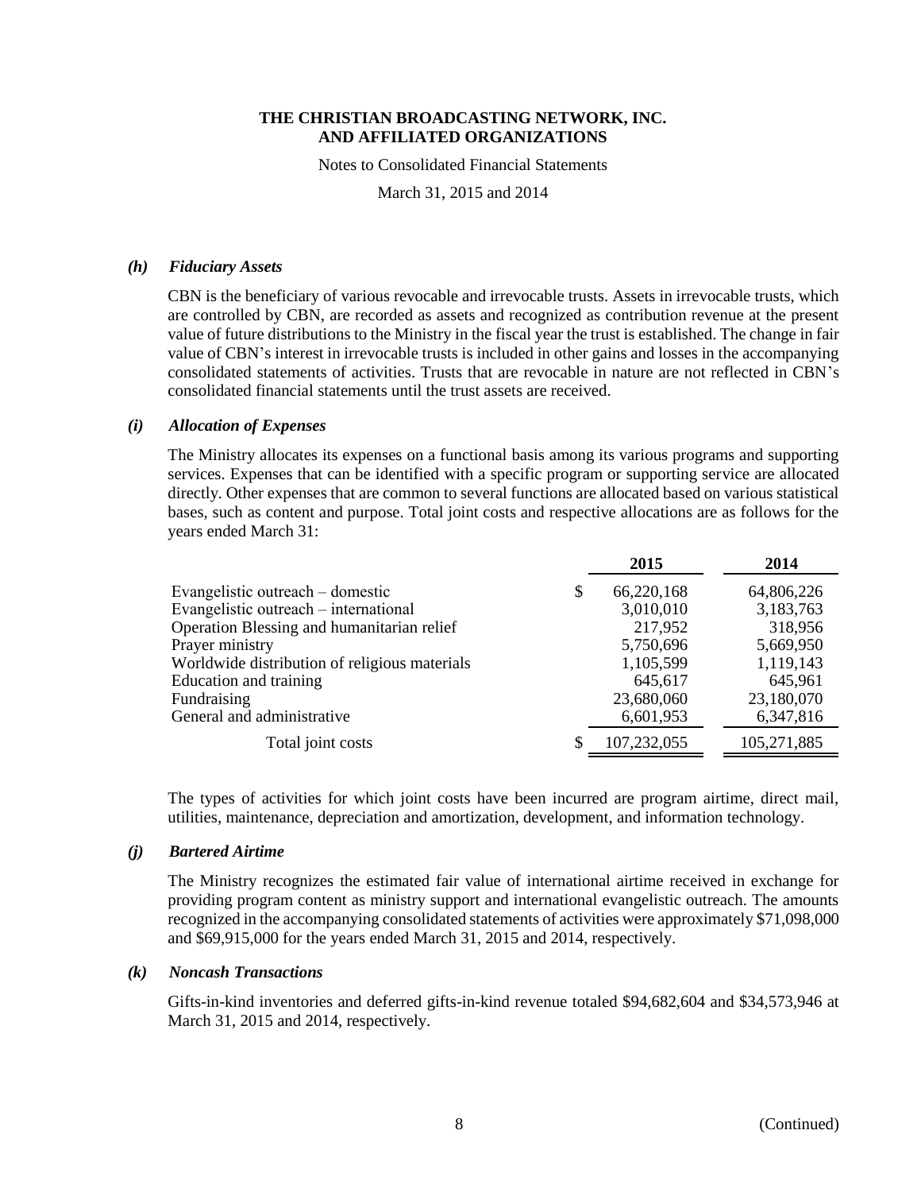### *(h) Fiduciary Assets*

CBN is the beneficiary of various revocable and irrevocable trusts. Assets in irrevocable trusts, which are controlled by CBN, are recorded as assets and recognized as contribution revenue at the present value of future distributions to the Ministry in the fiscal year the trust is established. The change in fair value of CBN's interest in irrevocable trusts is included in other gains and losses in the accompanying consolidated statements of activities. Trusts that are revocable in nature are not reflected in CBN's consolidated financial statements until the trust assets are received.

### *(i) Allocation of Expenses*

The Ministry allocates its expenses on a functional basis among its various programs and supporting services. Expenses that can be identified with a specific program or supporting service are allocated directly. Other expenses that are common to several functions are allocated based on various statistical bases, such as content and purpose. Total joint costs and respective allocations are as follows for the years ended March 31:

| | 2015 | 2014 |
|---|---|---|
| Evangelistic outreach – domestic | $ 66,220,168 | 64,806,226 |
| Evangelistic outreach – international | 3,010,010 | 3,183,763 |
| Operation Blessing and humanitarian relief | 217,952 | 318,956 |
| Prayer ministry | 5,750,696 | 5,669,950 |
| Worldwide distribution of religious materials | 1,105,599 | 1,119,143 |
| Education and training | 645,617 | 645,961 |
| Fundraising | 23,680,060 | 23,180,070 |
| General and administrative | 6,601,953 | 6,347,816 |
| Total joint costs | $ 107,232,055 | 105,271,885 |

The types of activities for which joint costs have been incurred are program airtime, direct mail, utilities, maintenance, depreciation and amortization, development, and information technology.

### *(j) Bartered Airtime*

The Ministry recognizes the estimated fair value of international airtime received in exchange for providing program content as ministry support and international evangelistic outreach. The amounts recognized in the accompanying consolidated statements of activities were approximately $71,098,000 and $69,915,000 for the years ended March 31, 2015 and 2014, respectively.

### *(k) Noncash Transactions*

Gifts-in-kind inventories and deferred gifts-in-kind revenue totaled $94,682,604 and $34,573,946 at March 31, 2015 and 2014, respectively.

(Continued)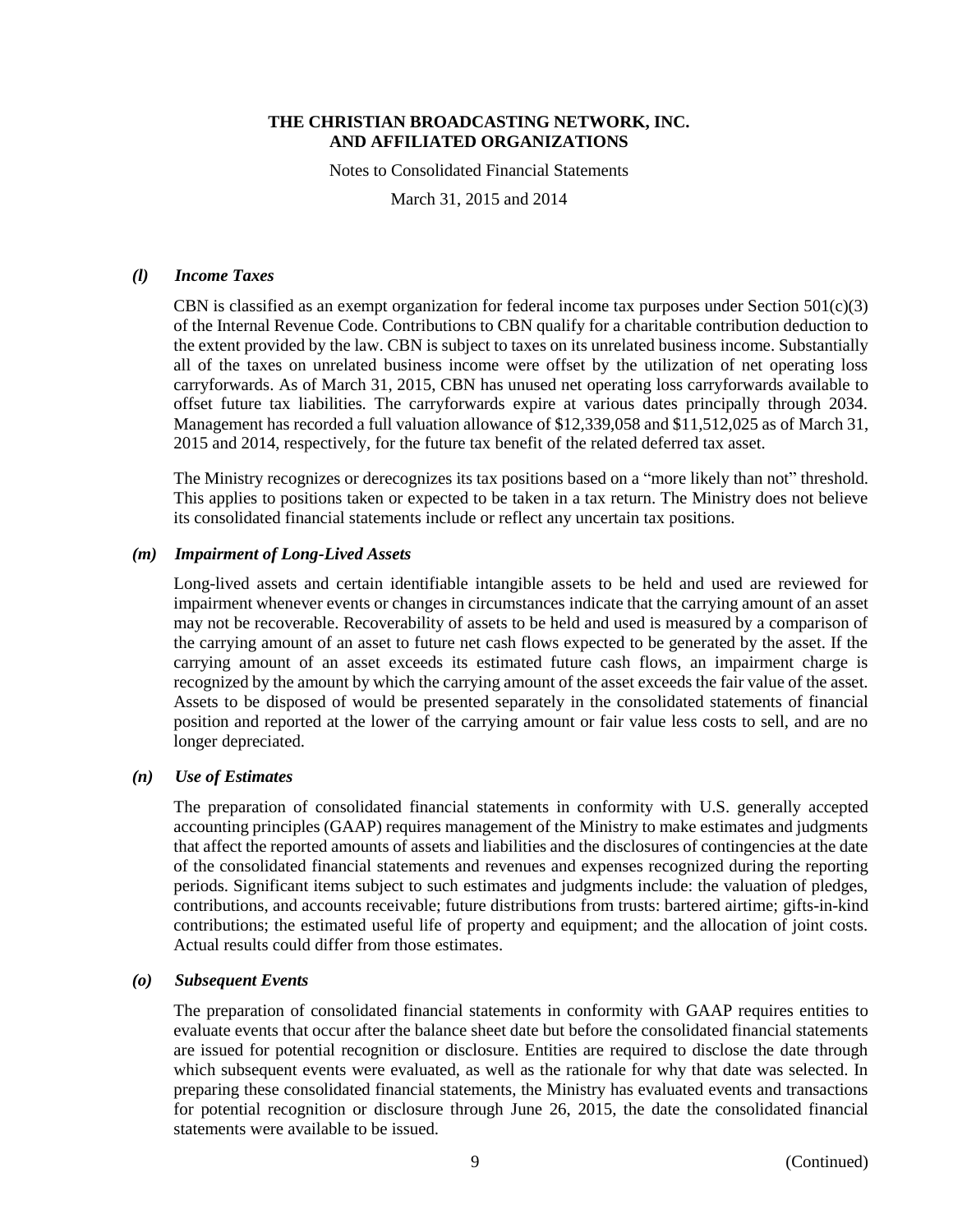### *(l) Income Taxes*

CBN is classified as an exempt organization for federal income tax purposes under Section 501(c)(3) of the Internal Revenue Code. Contributions to CBN qualify for a charitable contribution deduction to the extent provided by the law. CBN is subject to taxes on its unrelated business income. Substantially all of the taxes on unrelated business income were offset by the utilization of net operating loss carryforwards. As of March 31, 2015, CBN has unused net operating loss carryforwards available to offset future tax liabilities. The carryforwards expire at various dates principally through 2034. Management has recorded a full valuation allowance of $12,339,058 and $11,512,025 as of March 31, 2015 and 2014, respectively, for the future tax benefit of the related deferred tax asset.

The Ministry recognizes or derecognizes its tax positions based on a "more likely than not" threshold. This applies to positions taken or expected to be taken in a tax return. The Ministry does not believe its consolidated financial statements include or reflect any uncertain tax positions.

### *(m) Impairment of Long-Lived Assets*

Long-lived assets and certain identifiable intangible assets to be held and used are reviewed for impairment whenever events or changes in circumstances indicate that the carrying amount of an asset may not be recoverable. Recoverability of assets to be held and used is measured by a comparison of the carrying amount of an asset to future net cash flows expected to be generated by the asset. If the carrying amount of an asset exceeds its estimated future cash flows, an impairment charge is recognized by the amount by which the carrying amount of the asset exceeds the fair value of the asset. Assets to be disposed of would be presented separately in the consolidated statements of financial position and reported at the lower of the carrying amount or fair value less costs to sell, and are no longer depreciated.

### *(n) Use of Estimates*

The preparation of consolidated financial statements in conformity with U.S. generally accepted accounting principles (GAAP) requires management of the Ministry to make estimates and judgments that affect the reported amounts of assets and liabilities and the disclosures of contingencies at the date of the consolidated financial statements and revenues and expenses recognized during the reporting periods. Significant items subject to such estimates and judgments include: the valuation of pledges, contributions, and accounts receivable; future distributions from trusts: bartered airtime; gifts-in-kind contributions; the estimated useful life of property and equipment; and the allocation of joint costs. Actual results could differ from those estimates.

### *(o) Subsequent Events*

The preparation of consolidated financial statements in conformity with GAAP requires entities to evaluate events that occur after the balance sheet date but before the consolidated financial statements are issued for potential recognition or disclosure. Entities are required to disclose the date through which subsequent events were evaluated, as well as the rationale for why that date was selected. In preparing these consolidated financial statements, the Ministry has evaluated events and transactions for potential recognition or disclosure through June 26, 2015, the date the consolidated financial statements were available to be issued.

(Continued)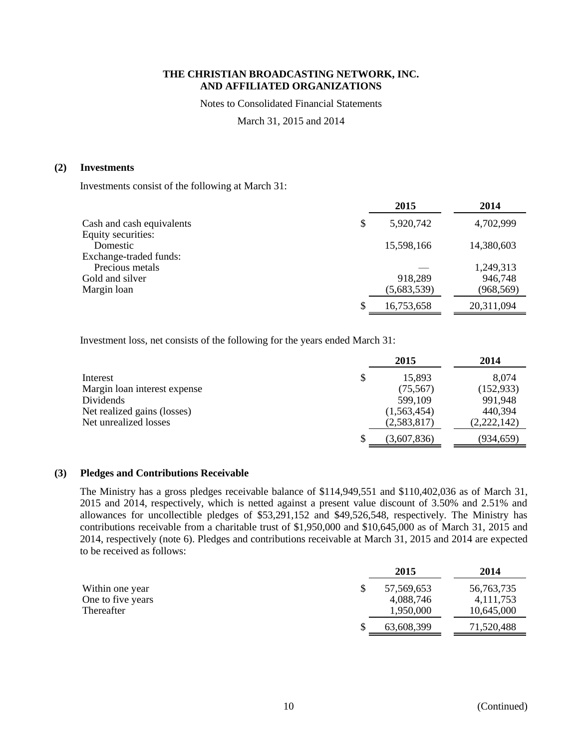## (2) Investments

Investments consist of the following at March 31:

| | 2015 | 2014 |
|---|---|---|
| Cash and cash equivalents | $ 5,920,742 | 4,702,999 |
| Equity securities: | | |
| Domestic | 15,598,166 | 14,380,603 |
| Exchange-traded funds: | | |
| Precious metals | — | 1,249,313 |
| Gold and silver | 918,289 | 946,748 |
| Margin loan | (5,683,539) | (968,569) |
| | $ 16,753,658 | 20,311,094 |

Investment loss, net consists of the following for the years ended March 31:

| | 2015 | 2014 |
|---|---|---|
| Interest | $ 15,893 | 8,074 |
| Margin loan interest expense | (75,567) | (152,933) |
| Dividends | 599,109 | 991,948 |
| Net realized gains (losses) | (1,563,454) | 440,394 |
| Net unrealized losses | (2,583,817) | (2,222,142) |
| | $ (3,607,836) | (934,659) |

## (3) Pledges and Contributions Receivable

The Ministry has a gross pledges receivable balance of $114,949,551 and $110,402,036 as of March 31, 2015 and 2014, respectively, which is netted against a present value discount of 3.50% and 2.51% and allowances for uncollectible pledges of $53,291,152 and $49,526,548, respectively. The Ministry has contributions receivable from a charitable trust of $1,950,000 and $10,645,000 as of March 31, 2015 and 2014, respectively (note 6). Pledges and contributions receivable at March 31, 2015 and 2014 are expected to be received as follows:

| | 2015 | 2014 |
|---|---|---|
| Within one year | $ 57,569,653 | 56,763,735 |
| One to five years | 4,088,746 | 4,111,753 |
| Thereafter | 1,950,000 | 10,645,000 |
| | $ 63,608,399 | 71,520,488 |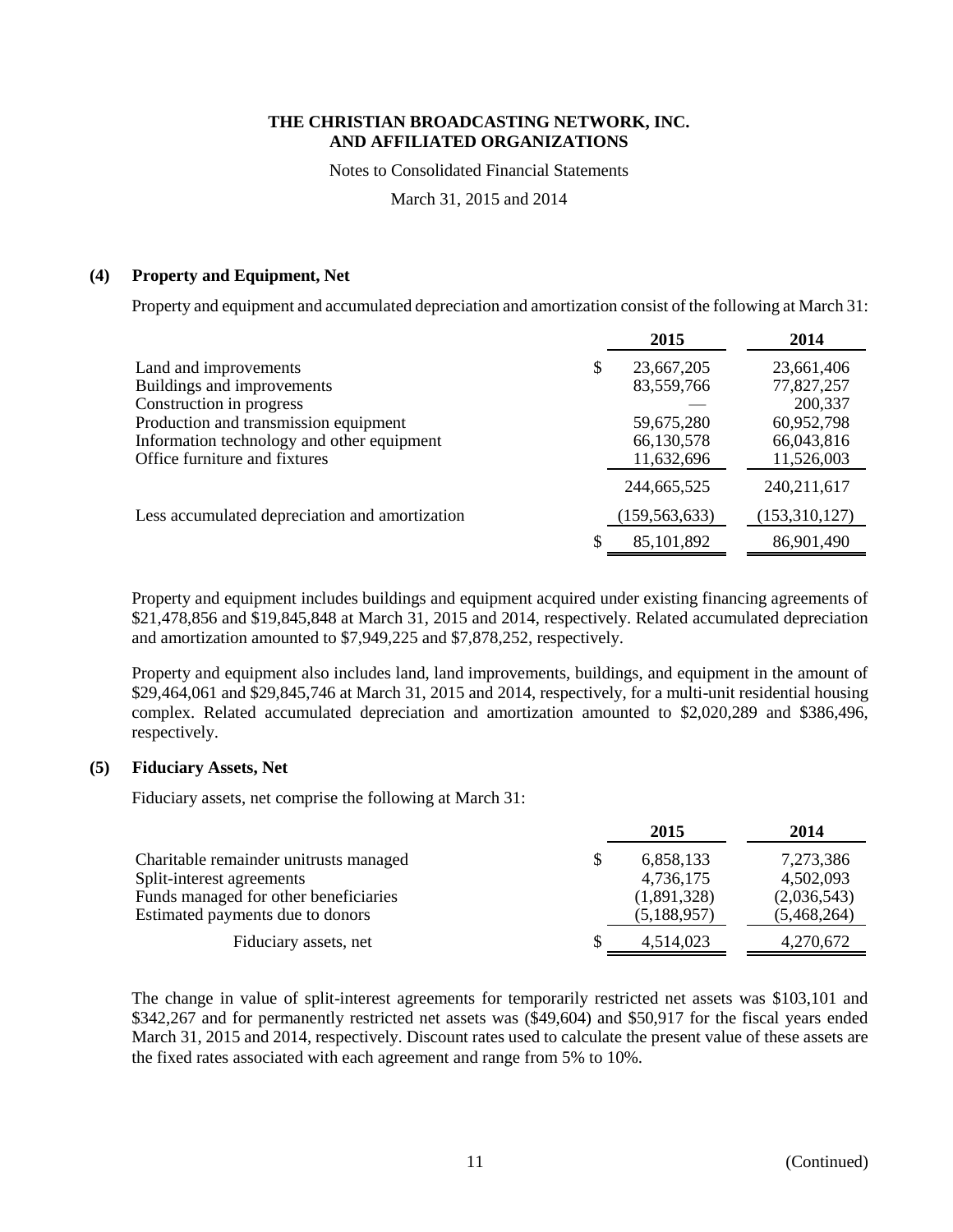**THE CHRISTIAN BROADCASTING NETWORK, INC.**
**AND AFFILIATED ORGANIZATIONS**

Notes to Consolidated Financial Statements

March 31, 2015 and 2014

## (4) Property and Equipment, Net

Property and equipment and accumulated depreciation and amortization consist of the following at March 31:

| | 2015 | 2014 |
|---|---|---|
| Land and improvements | $ 23,667,205 | 23,661,406 |
| Buildings and improvements | 83,559,766 | 77,827,257 |
| Construction in progress | — | 200,337 |
| Production and transmission equipment | 59,675,280 | 60,952,798 |
| Information technology and other equipment | 66,130,578 | 66,043,816 |
| Office furniture and fixtures | 11,632,696 | 11,526,003 |
| | 244,665,525 | 240,211,617 |
| Less accumulated depreciation and amortization | (159,563,633) | (153,310,127) |
| | $ 85,101,892 | 86,901,490 |

Property and equipment includes buildings and equipment acquired under existing financing agreements of \$21,478,856 and \$19,845,848 at March 31, 2015 and 2014, respectively. Related accumulated depreciation and amortization amounted to \$7,949,225 and \$7,878,252, respectively.

Property and equipment also includes land, land improvements, buildings, and equipment in the amount of \$29,464,061 and \$29,845,746 at March 31, 2015 and 2014, respectively, for a multi-unit residential housing complex. Related accumulated depreciation and amortization amounted to \$2,020,289 and \$386,496, respectively.

## (5) Fiduciary Assets, Net

Fiduciary assets, net comprise the following at March 31:

| | 2015 | 2014 |
|---|---|---|
| Charitable remainder unitrusts managed | $ 6,858,133 | 7,273,386 |
| Split-interest agreements | 4,736,175 | 4,502,093 |
| Funds managed for other beneficiaries | (1,891,328) | (2,036,543) |
| Estimated payments due to donors | (5,188,957) | (5,468,264) |
| Fiduciary assets, net | $ 4,514,023 | 4,270,672 |

The change in value of split-interest agreements for temporarily restricted net assets was \$103,101 and \$342,267 and for permanently restricted net assets was (\$49,604) and \$50,917 for the fiscal years ended March 31, 2015 and 2014, respectively. Discount rates used to calculate the present value of these assets are the fixed rates associated with each agreement and range from 5% to 10%.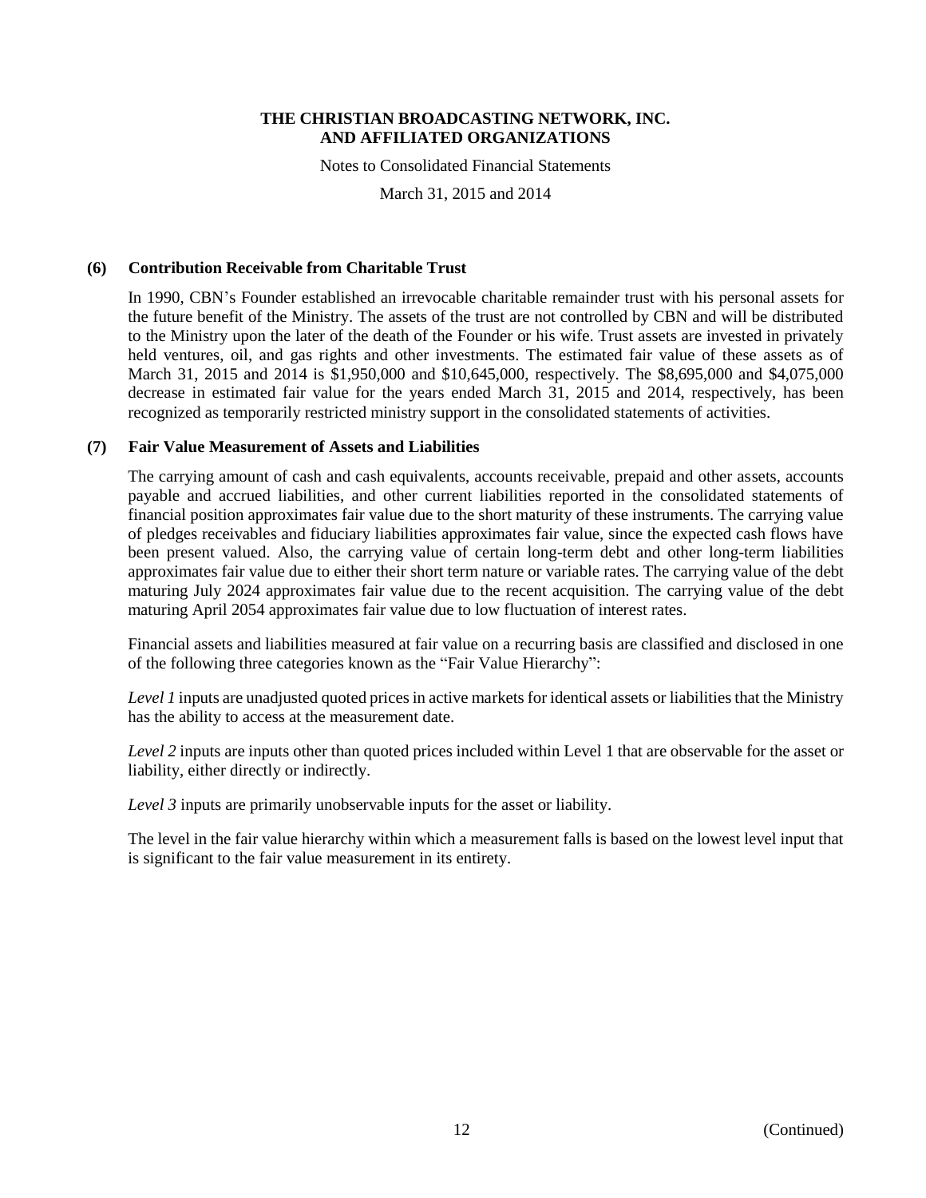### (6) Contribution Receivable from Charitable Trust

In 1990, CBN's Founder established an irrevocable charitable remainder trust with his personal assets for the future benefit of the Ministry. The assets of the trust are not controlled by CBN and will be distributed to the Ministry upon the later of the death of the Founder or his wife. Trust assets are invested in privately held ventures, oil, and gas rights and other investments. The estimated fair value of these assets as of March 31, 2015 and 2014 is $1,950,000 and $10,645,000, respectively. The $8,695,000 and $4,075,000 decrease in estimated fair value for the years ended March 31, 2015 and 2014, respectively, has been recognized as temporarily restricted ministry support in the consolidated statements of activities.

### (7) Fair Value Measurement of Assets and Liabilities

The carrying amount of cash and cash equivalents, accounts receivable, prepaid and other assets, accounts payable and accrued liabilities, and other current liabilities reported in the consolidated statements of financial position approximates fair value due to the short maturity of these instruments. The carrying value of pledges receivables and fiduciary liabilities approximates fair value, since the expected cash flows have been present valued. Also, the carrying value of certain long-term debt and other long-term liabilities approximates fair value due to either their short term nature or variable rates. The carrying value of the debt maturing July 2024 approximates fair value due to the recent acquisition. The carrying value of the debt maturing April 2054 approximates fair value due to low fluctuation of interest rates.

Financial assets and liabilities measured at fair value on a recurring basis are classified and disclosed in one of the following three categories known as the "Fair Value Hierarchy":

*Level 1* inputs are unadjusted quoted prices in active markets for identical assets or liabilities that the Ministry has the ability to access at the measurement date.

*Level 2* inputs are inputs other than quoted prices included within Level 1 that are observable for the asset or liability, either directly or indirectly.

*Level 3* inputs are primarily unobservable inputs for the asset or liability.

The level in the fair value hierarchy within which a measurement falls is based on the lowest level input that is significant to the fair value measurement in its entirety.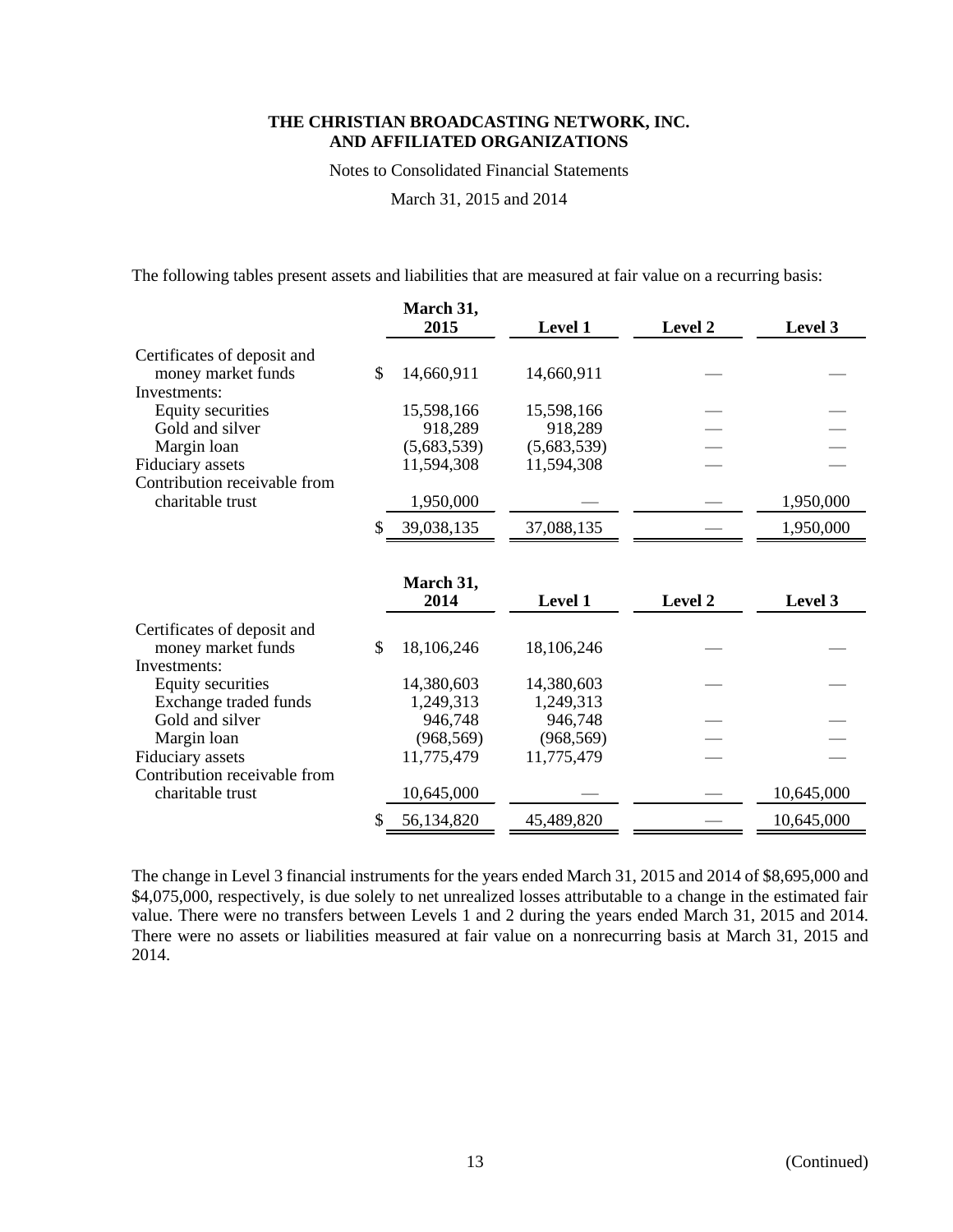The following tables present assets and liabilities that are measured at fair value on a recurring basis:

| | March 31, 2015 | Level 1 | Level 2 | Level 3 |
|---|---|---|---|---|
| Certificates of deposit and money market funds | $ 14,660,911 | 14,660,911 | — | — |
| Investments: | | | | |
| Equity securities | 15,598,166 | 15,598,166 | — | — |
| Gold and silver | 918,289 | 918,289 | — | — |
| Margin loan | (5,683,539) | (5,683,539) | — | — |
| Fiduciary assets | 11,594,308 | 11,594,308 | — | — |
| Contribution receivable from charitable trust | 1,950,000 | — | — | 1,950,000 |
| | $ 39,038,135 | 37,088,135 | — | 1,950,000 |

| | March 31, 2014 | Level 1 | Level 2 | Level 3 |
|---|---|---|---|---|
| Certificates of deposit and money market funds | $ 18,106,246 | 18,106,246 | — | — |
| Investments: | | | | |
| Equity securities | 14,380,603 | 14,380,603 | — | — |
| Exchange traded funds | 1,249,313 | 1,249,313 | | |
| Gold and silver | 946,748 | 946,748 | — | — |
| Margin loan | (968,569) | (968,569) | — | — |
| Fiduciary assets | 11,775,479 | 11,775,479 | — | — |
| Contribution receivable from charitable trust | 10,645,000 | — | — | 10,645,000 |
| | $ 56,134,820 | 45,489,820 | — | 10,645,000 |

The change in Level 3 financial instruments for the years ended March 31, 2015 and 2014 of $8,695,000 and $4,075,000, respectively, is due solely to net unrealized losses attributable to a change in the estimated fair value. There were no transfers between Levels 1 and 2 during the years ended March 31, 2015 and 2014. There were no assets or liabilities measured at fair value on a nonrecurring basis at March 31, 2015 and 2014.

(Continued)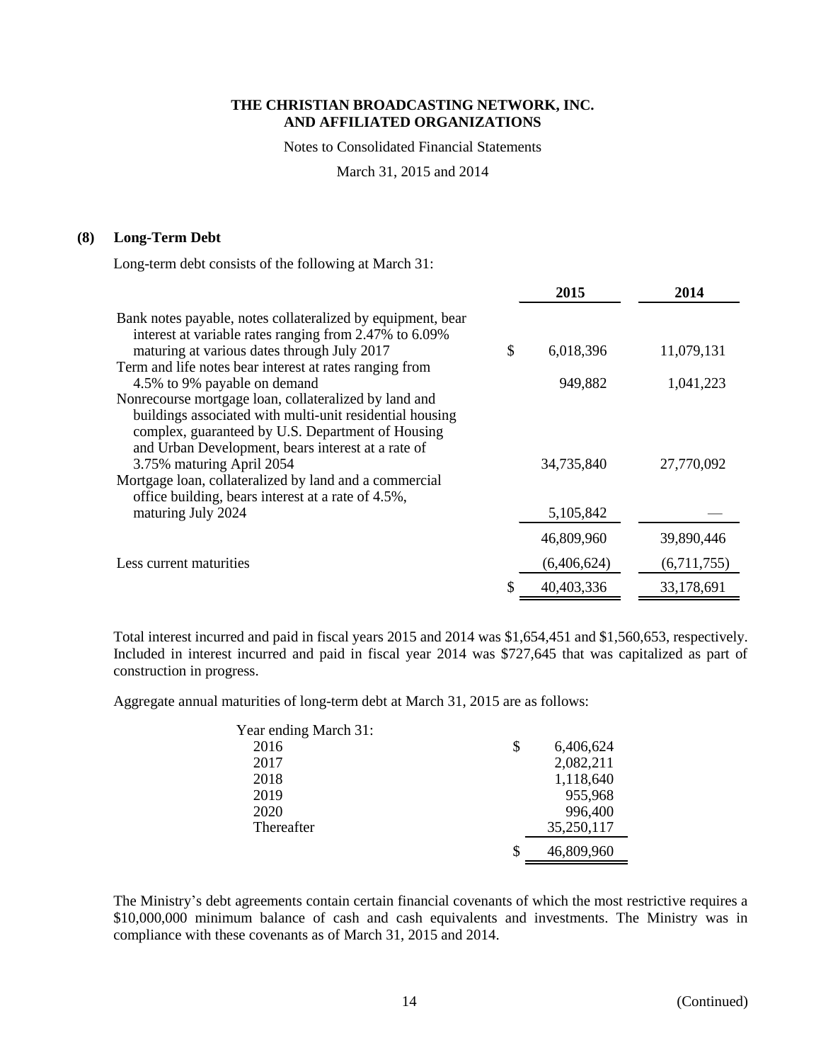**THE CHRISTIAN BROADCASTING NETWORK, INC.**
**AND AFFILIATED ORGANIZATIONS**

Notes to Consolidated Financial Statements

March 31, 2015 and 2014

## (8) Long-Term Debt

Long-term debt consists of the following at March 31:

| | 2015 | 2014 |
|---|---|---|
| Bank notes payable, notes collateralized by equipment, bear interest at variable rates ranging from 2.47% to 6.09% maturing at various dates through July 2017 | $ 6,018,396 | 11,079,131 |
| Term and life notes bear interest at rates ranging from 4.5% to 9% payable on demand | 949,882 | 1,041,223 |
| Nonrecourse mortgage loan, collateralized by land and buildings associated with multi-unit residential housing complex, guaranteed by U.S. Department of Housing and Urban Development, bears interest at a rate of 3.75% maturing April 2054 | 34,735,840 | 27,770,092 |
| Mortgage loan, collateralized by land and a commercial office building, bears interest at a rate of 4.5%, maturing July 2024 | 5,105,842 | — |
| | 46,809,960 | 39,890,446 |
| Less current maturities | (6,406,624) | (6,711,755) |
| | $ 40,403,336 | 33,178,691 |

Total interest incurred and paid in fiscal years 2015 and 2014 was $1,654,451 and $1,560,653, respectively. Included in interest incurred and paid in fiscal year 2014 was $727,645 that was capitalized as part of construction in progress.

Aggregate annual maturities of long-term debt at March 31, 2015 are as follows:

| Year ending March 31: | |
|---|---|
| 2016 | $ 6,406,624 |
| 2017 | 2,082,211 |
| 2018 | 1,118,640 |
| 2019 | 955,968 |
| 2020 | 996,400 |
| Thereafter | 35,250,117 |
| | $ 46,809,960 |

The Ministry's debt agreements contain certain financial covenants of which the most restrictive requires a $10,000,000 minimum balance of cash and cash equivalents and investments. The Ministry was in compliance with these covenants as of March 31, 2015 and 2014.

(Continued)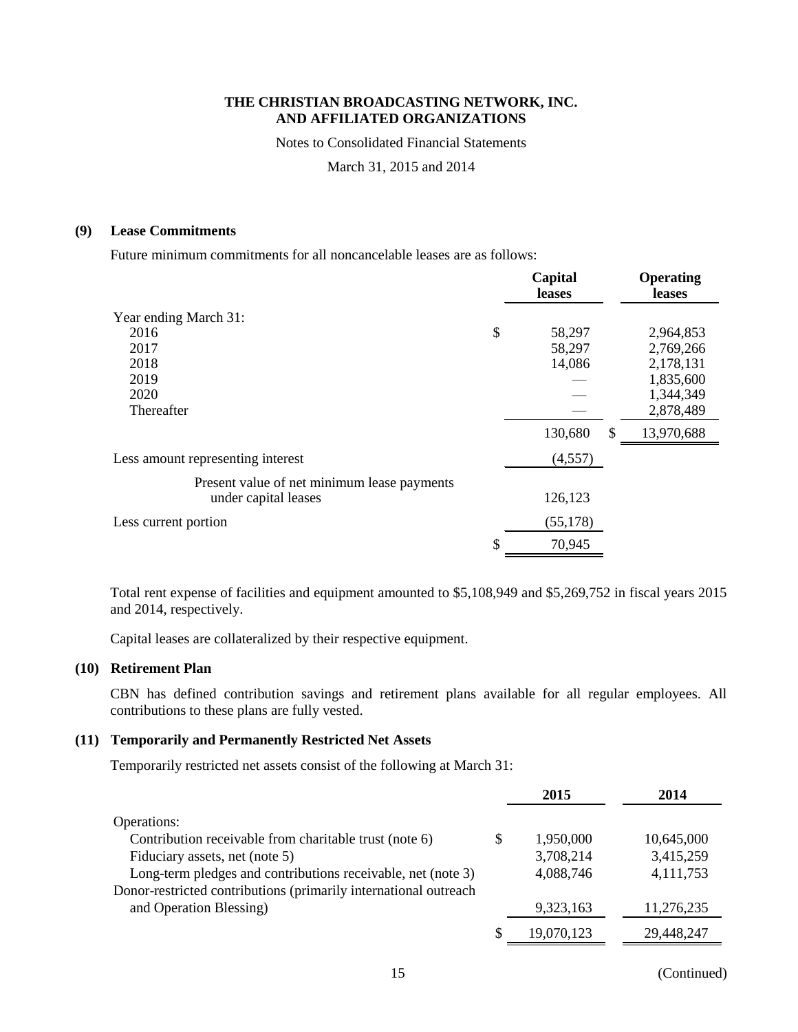THE CHRISTIAN BROADCASTING NETWORK, INC.
AND AFFILIATED ORGANIZATIONS

Notes to Consolidated Financial Statements

March 31, 2015 and 2014

## (9) Lease Commitments

Future minimum commitments for all noncancelable leases are as follows:

| | Capital leases | Operating leases |
|---|---|---|
| Year ending March 31: | | |
| 2016 | $ 58,297 | 2,964,853 |
| 2017 | 58,297 | 2,769,266 |
| 2018 | 14,086 | 2,178,131 |
| 2019 | — | 1,835,600 |
| 2020 | — | 1,344,349 |
| Thereafter | — | 2,878,489 |
| | 130,680 | $ 13,970,688 |
| Less amount representing interest | (4,557) | |
| Present value of net minimum lease payments under capital leases | 126,123 | |
| Less current portion | (55,178) | |
| | $ 70,945 | |

Total rent expense of facilities and equipment amounted to $5,108,949 and $5,269,752 in fiscal years 2015 and 2014, respectively.

Capital leases are collateralized by their respective equipment.

## (10) Retirement Plan

CBN has defined contribution savings and retirement plans available for all regular employees. All contributions to these plans are fully vested.

## (11) Temporarily and Permanently Restricted Net Assets

Temporarily restricted net assets consist of the following at March 31:

| | 2015 | 2014 |
|---|---|---|
| Operations: | | |
| Contribution receivable from charitable trust (note 6) | $ 1,950,000 | 10,645,000 |
| Fiduciary assets, net (note 5) | 3,708,214 | 3,415,259 |
| Long-term pledges and contributions receivable, net (note 3) | 4,088,746 | 4,111,753 |
| Donor-restricted contributions (primarily international outreach and Operation Blessing) | 9,323,163 | 11,276,235 |
| | $ 19,070,123 | 29,448,247 |

(Continued)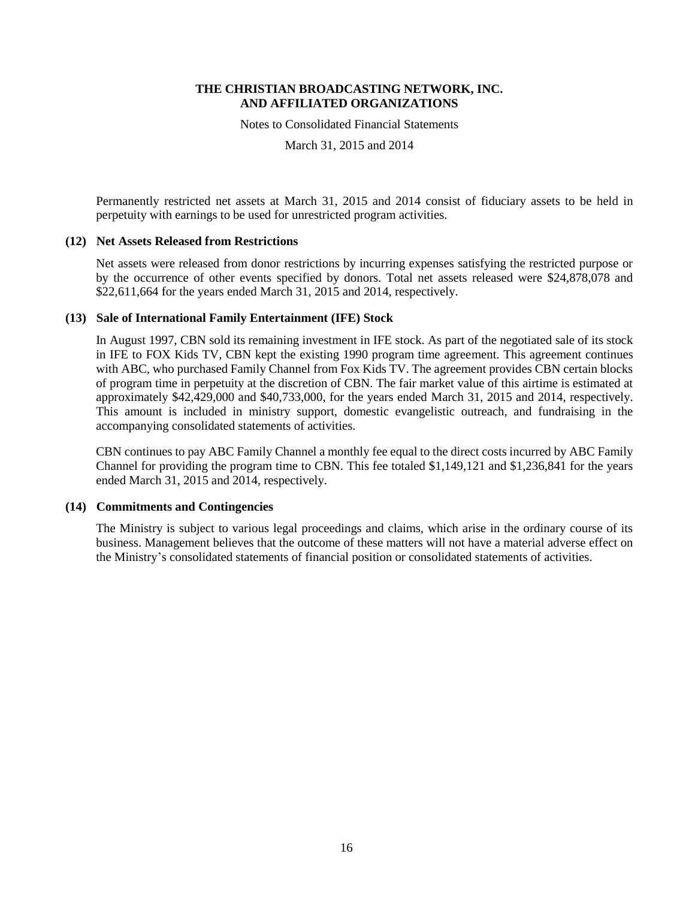Permanently restricted net assets at March 31, 2015 and 2014 consist of fiduciary assets to be held in perpetuity with earnings to be used for unrestricted program activities.

## (12) Net Assets Released from Restrictions

Net assets were released from donor restrictions by incurring expenses satisfying the restricted purpose or by the occurrence of other events specified by donors. Total net assets released were $24,878,078 and $22,611,664 for the years ended March 31, 2015 and 2014, respectively.

## (13) Sale of International Family Entertainment (IFE) Stock

In August 1997, CBN sold its remaining investment in IFE stock. As part of the negotiated sale of its stock in IFE to FOX Kids TV, CBN kept the existing 1990 program time agreement. This agreement continues with ABC, who purchased Family Channel from Fox Kids TV. The agreement provides CBN certain blocks of program time in perpetuity at the discretion of CBN. The fair market value of this airtime is estimated at approximately $42,429,000 and $40,733,000, for the years ended March 31, 2015 and 2014, respectively. This amount is included in ministry support, domestic evangelistic outreach, and fundraising in the accompanying consolidated statements of activities.

CBN continues to pay ABC Family Channel a monthly fee equal to the direct costs incurred by ABC Family Channel for providing the program time to CBN. This fee totaled $1,149,121 and $1,236,841 for the years ended March 31, 2015 and 2014, respectively.

## (14) Commitments and Contingencies

The Ministry is subject to various legal proceedings and claims, which arise in the ordinary course of its business. Management believes that the outcome of these matters will not have a material adverse effect on the Ministry's consolidated statements of financial position or consolidated statements of activities.